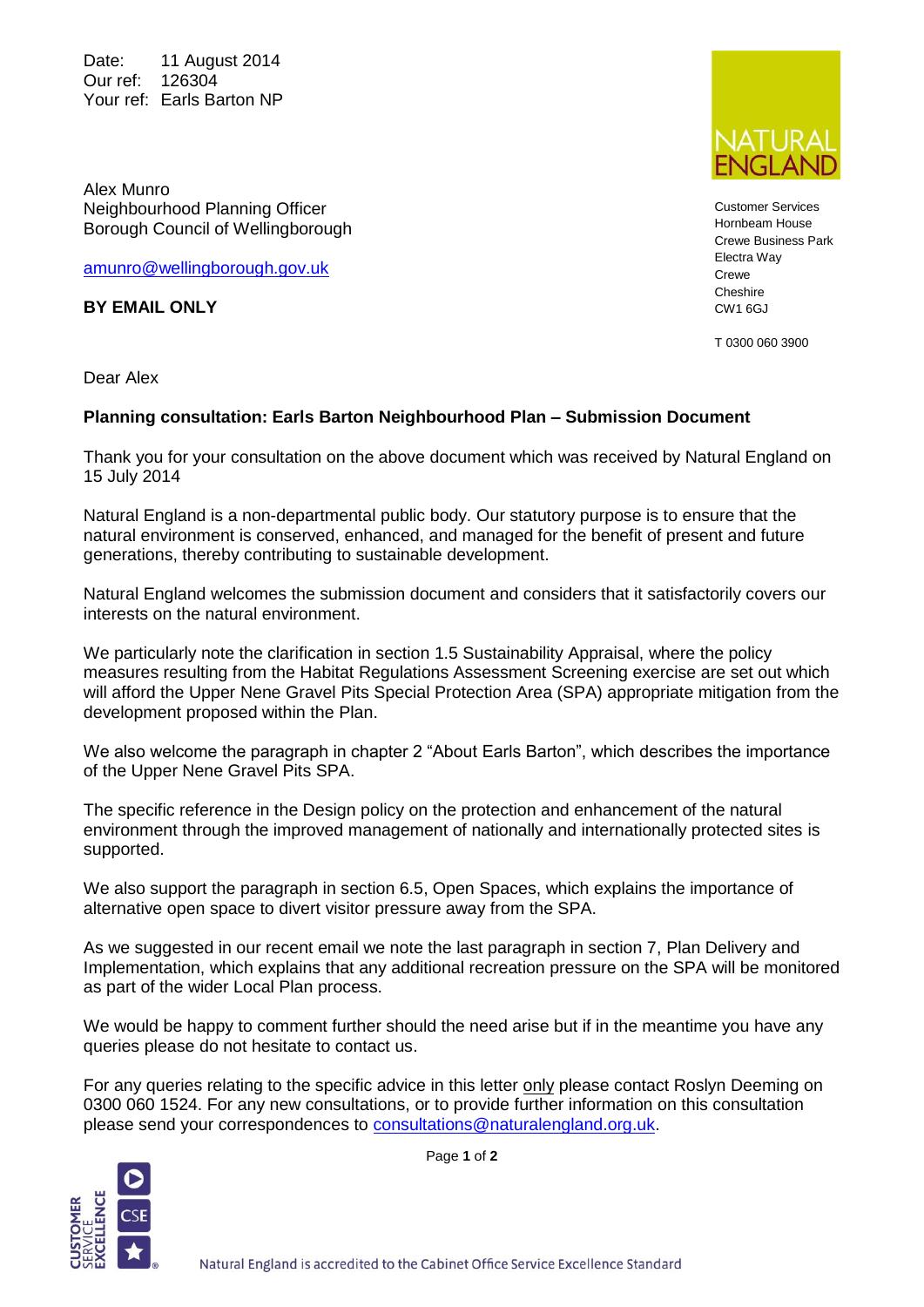Date: 11 August 2014
Our ref: 126304
Your ref: Earls Barton NP

Alex Munro
Neighbourhood Planning Officer
Borough Council of Wellingborough

amunro@wellingborough.gov.uk

**BY EMAIL ONLY**

Customer Services
Hornbeam House
Crewe Business Park
Electra Way
Crewe
Cheshire
CW1 6GJ

T 0300 060 3900

Dear Alex

**Planning consultation: Earls Barton Neighbourhood Plan – Submission Document**

Thank you for your consultation on the above document which was received by Natural England on 15 July 2014

Natural England is a non-departmental public body. Our statutory purpose is to ensure that the natural environment is conserved, enhanced, and managed for the benefit of present and future generations, thereby contributing to sustainable development.

Natural England welcomes the submission document and considers that it satisfactorily covers our interests on the natural environment.

We particularly note the clarification in section 1.5 Sustainability Appraisal, where the policy measures resulting from the Habitat Regulations Assessment Screening exercise are set out which will afford the Upper Nene Gravel Pits Special Protection Area (SPA) appropriate mitigation from the development proposed within the Plan.

We also welcome the paragraph in chapter 2 "About Earls Barton", which describes the importance of the Upper Nene Gravel Pits SPA.

The specific reference in the Design policy on the protection and enhancement of the natural environment through the improved management of nationally and internationally protected sites is supported.

We also support the paragraph in section 6.5, Open Spaces, which explains the importance of alternative open space to divert visitor pressure away from the SPA.

As we suggested in our recent email we note the last paragraph in section 7, Plan Delivery and Implementation, which explains that any additional recreation pressure on the SPA will be monitored as part of the wider Local Plan process.

We would be happy to comment further should the need arise but if in the meantime you have any queries please do not hesitate to contact us.

For any queries relating to the specific advice in this letter only please contact Roslyn Deeming on 0300 060 1524. For any new consultations, or to provide further information on this consultation please send your correspondences to consultations@naturalengland.org.uk.

Natural England is accredited to the Cabinet Office Service Excellence Standard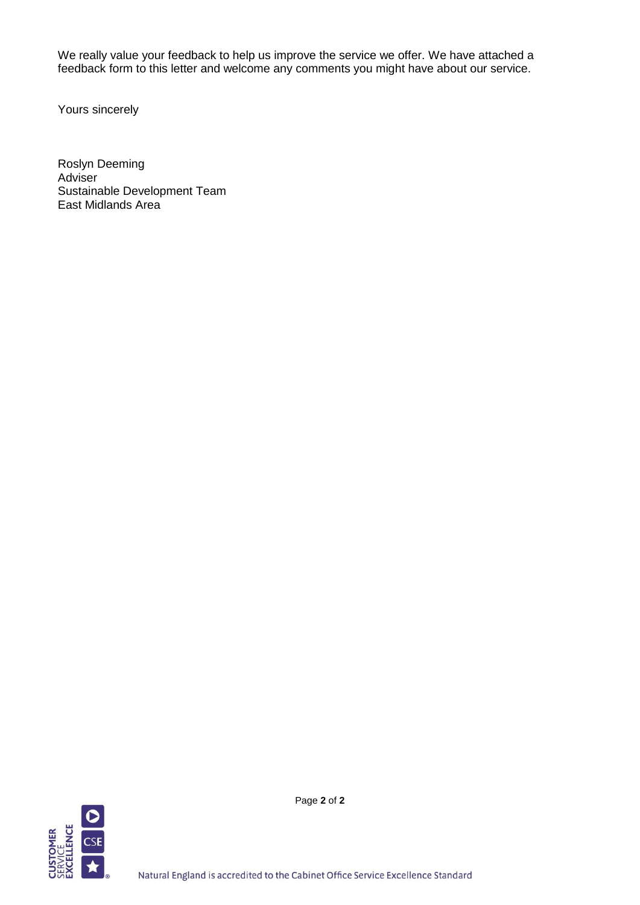We really value your feedback to help us improve the service we offer. We have attached a feedback form to this letter and welcome any comments you might have about our service.

Yours sincerely

Roslyn Deeming
Adviser
Sustainable Development Team
East Midlands Area

Natural England is accredited to the Cabinet Office Service Excellence Standard